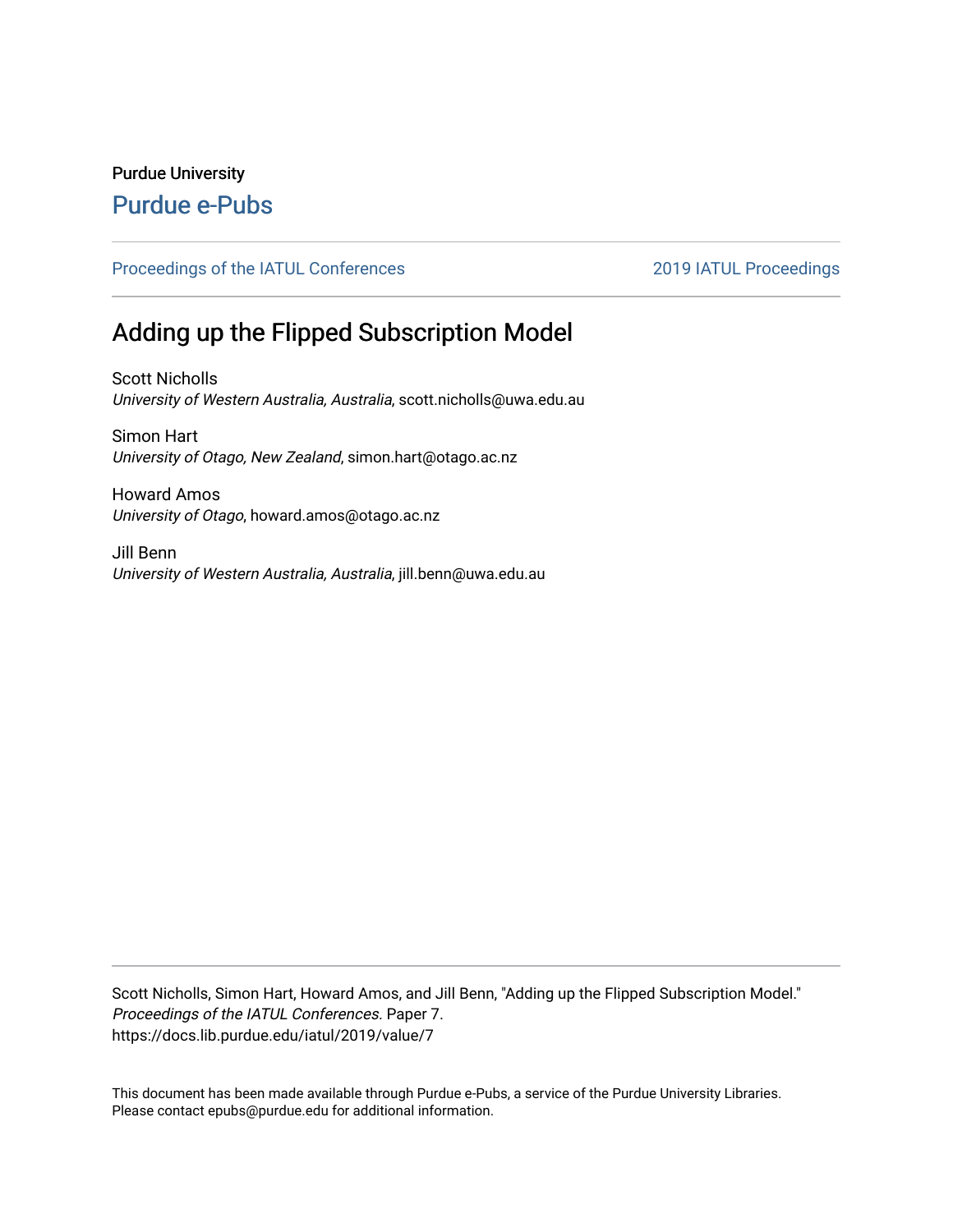Purdue University

# Purdue e-Pubs

Proceedings of the IATUL Conferences | 2019 IATUL Proceedings

## Adding up the Flipped Subscription Model

Scott Nicholls
*University of Western Australia, Australia*, scott.nicholls@uwa.edu.au

Simon Hart
*University of Otago, New Zealand*, simon.hart@otago.ac.nz

Howard Amos
*University of Otago*, howard.amos@otago.ac.nz

Jill Benn
*University of Western Australia, Australia*, jill.benn@uwa.edu.au

Scott Nicholls, Simon Hart, Howard Amos, and Jill Benn, "Adding up the Flipped Subscription Model." *Proceedings of the IATUL Conferences.* Paper 7.
https://docs.lib.purdue.edu/iatul/2019/value/7

This document has been made available through Purdue e-Pubs, a service of the Purdue University Libraries. Please contact epubs@purdue.edu for additional information.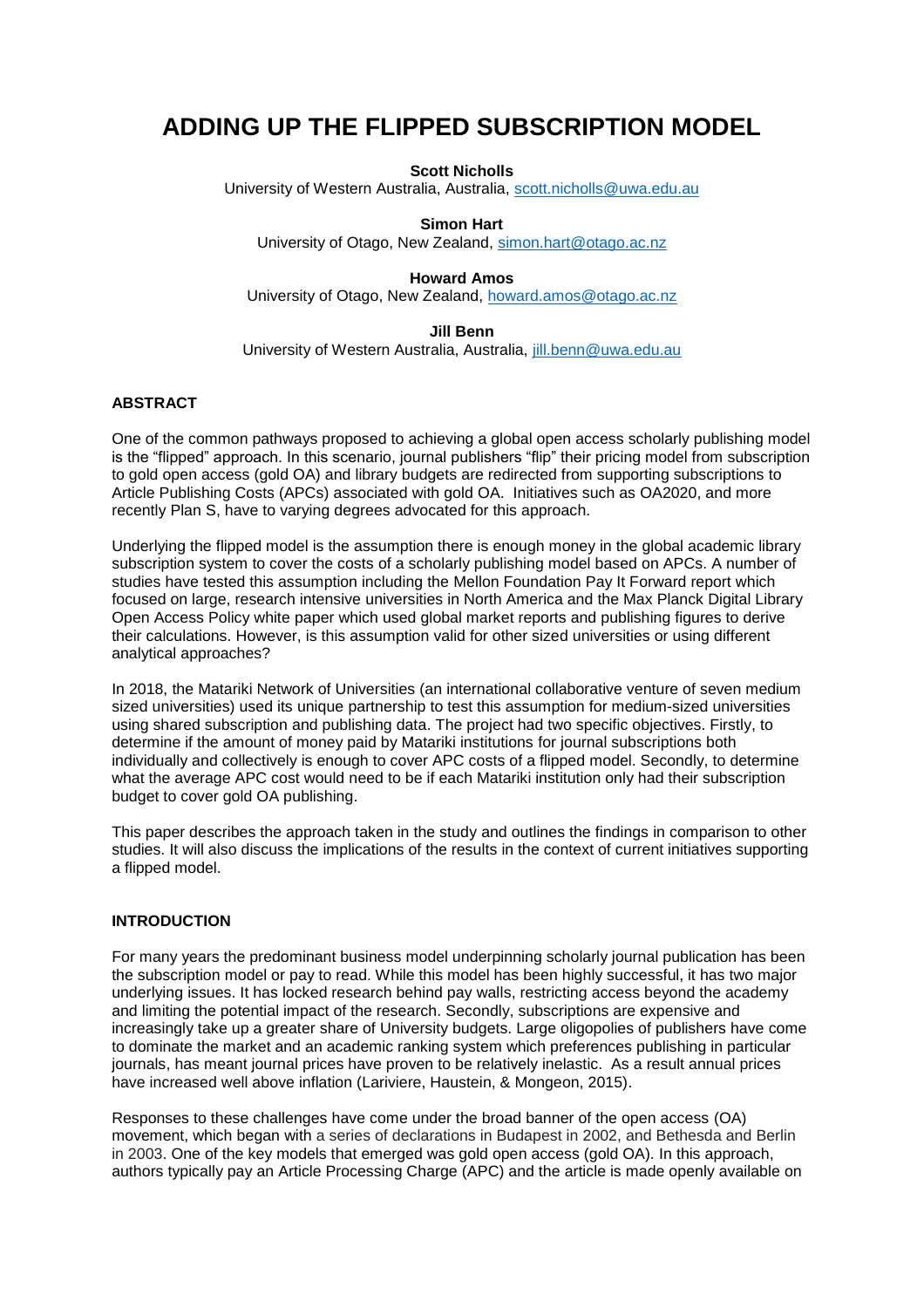# ADDING UP THE FLIPPED SUBSCRIPTION MODEL

**Scott Nicholls**
University of Western Australia, Australia, scott.nicholls@uwa.edu.au

**Simon Hart**
University of Otago, New Zealand, simon.hart@otago.ac.nz

**Howard Amos**
University of Otago, New Zealand, howard.amos@otago.ac.nz

**Jill Benn**
University of Western Australia, Australia, jill.benn@uwa.edu.au

## ABSTRACT

One of the common pathways proposed to achieving a global open access scholarly publishing model is the "flipped" approach. In this scenario, journal publishers "flip" their pricing model from subscription to gold open access (gold OA) and library budgets are redirected from supporting subscriptions to Article Publishing Costs (APCs) associated with gold OA. Initiatives such as OA2020, and more recently Plan S, have to varying degrees advocated for this approach.

Underlying the flipped model is the assumption there is enough money in the global academic library subscription system to cover the costs of a scholarly publishing model based on APCs. A number of studies have tested this assumption including the Mellon Foundation Pay It Forward report which focused on large, research intensive universities in North America and the Max Planck Digital Library Open Access Policy white paper which used global market reports and publishing figures to derive their calculations. However, is this assumption valid for other sized universities or using different analytical approaches?

In 2018, the Matariki Network of Universities (an international collaborative venture of seven medium sized universities) used its unique partnership to test this assumption for medium-sized universities using shared subscription and publishing data. The project had two specific objectives. Firstly, to determine if the amount of money paid by Matariki institutions for journal subscriptions both individually and collectively is enough to cover APC costs of a flipped model. Secondly, to determine what the average APC cost would need to be if each Matariki institution only had their subscription budget to cover gold OA publishing.

This paper describes the approach taken in the study and outlines the findings in comparison to other studies. It will also discuss the implications of the results in the context of current initiatives supporting a flipped model.

## INTRODUCTION

For many years the predominant business model underpinning scholarly journal publication has been the subscription model or pay to read. While this model has been highly successful, it has two major underlying issues. It has locked research behind pay walls, restricting access beyond the academy and limiting the potential impact of the research. Secondly, subscriptions are expensive and increasingly take up a greater share of University budgets. Large oligopolies of publishers have come to dominate the market and an academic ranking system which preferences publishing in particular journals, has meant journal prices have proven to be relatively inelastic. As a result annual prices have increased well above inflation (Lariviere, Haustein, & Mongeon, 2015).

Responses to these challenges have come under the broad banner of the open access (OA) movement, which began with a series of declarations in Budapest in 2002, and Bethesda and Berlin in 2003. One of the key models that emerged was gold open access (gold OA). In this approach, authors typically pay an Article Processing Charge (APC) and the article is made openly available on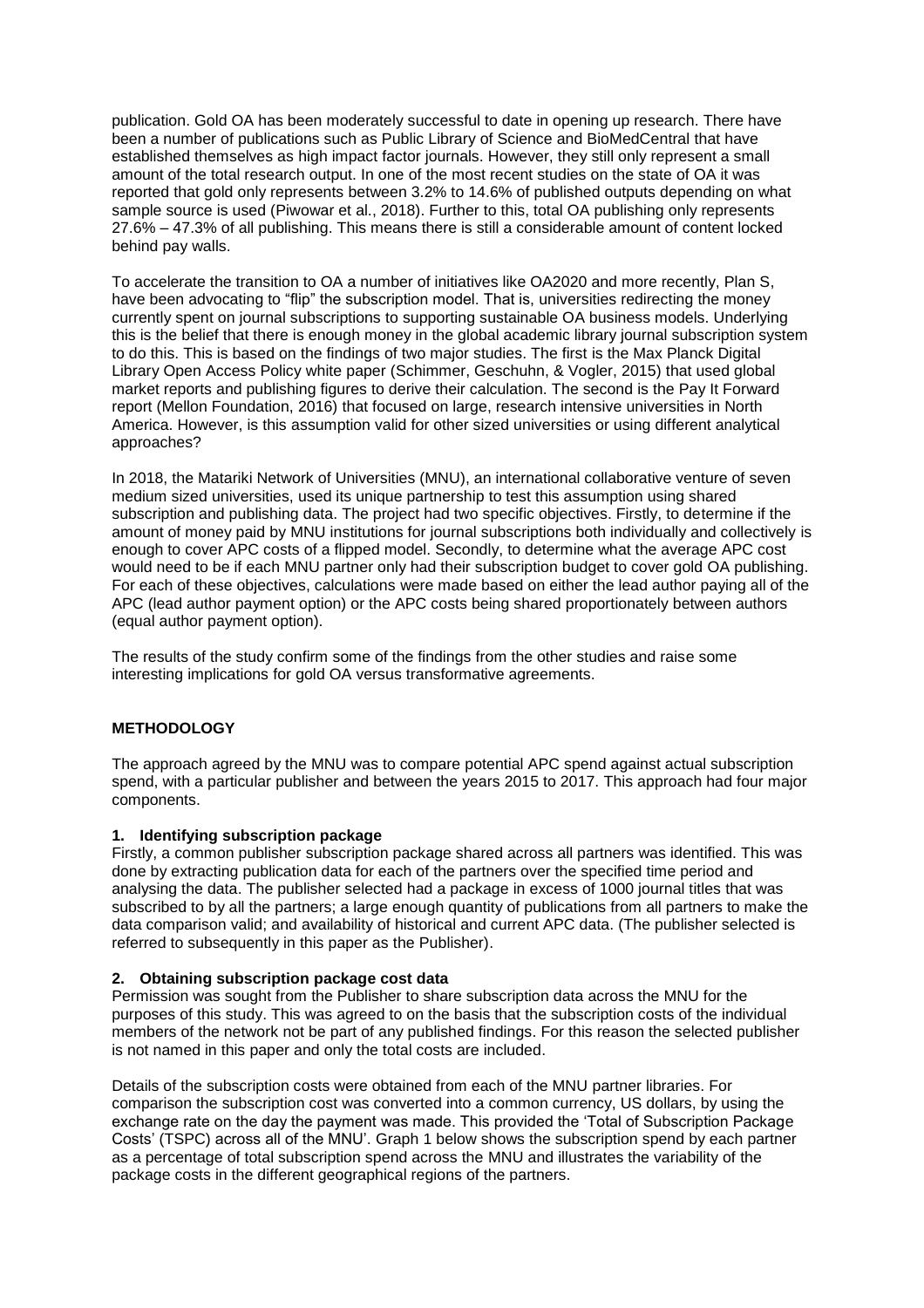publication. Gold OA has been moderately successful to date in opening up research. There have been a number of publications such as Public Library of Science and BioMedCentral that have established themselves as high impact factor journals. However, they still only represent a small amount of the total research output. In one of the most recent studies on the state of OA it was reported that gold only represents between 3.2% to 14.6% of published outputs depending on what sample source is used (Piwowar et al., 2018). Further to this, total OA publishing only represents 27.6% – 47.3% of all publishing. This means there is still a considerable amount of content locked behind pay walls.

To accelerate the transition to OA a number of initiatives like OA2020 and more recently, Plan S, have been advocating to "flip" the subscription model. That is, universities redirecting the money currently spent on journal subscriptions to supporting sustainable OA business models. Underlying this is the belief that there is enough money in the global academic library journal subscription system to do this. This is based on the findings of two major studies. The first is the Max Planck Digital Library Open Access Policy white paper (Schimmer, Geschuhn, & Vogler, 2015) that used global market reports and publishing figures to derive their calculation. The second is the Pay It Forward report (Mellon Foundation, 2016) that focused on large, research intensive universities in North America. However, is this assumption valid for other sized universities or using different analytical approaches?

In 2018, the Matariki Network of Universities (MNU), an international collaborative venture of seven medium sized universities, used its unique partnership to test this assumption using shared subscription and publishing data. The project had two specific objectives. Firstly, to determine if the amount of money paid by MNU institutions for journal subscriptions both individually and collectively is enough to cover APC costs of a flipped model. Secondly, to determine what the average APC cost would need to be if each MNU partner only had their subscription budget to cover gold OA publishing. For each of these objectives, calculations were made based on either the lead author paying all of the APC (lead author payment option) or the APC costs being shared proportionately between authors (equal author payment option).

The results of the study confirm some of the findings from the other studies and raise some interesting implications for gold OA versus transformative agreements.

## METHODOLOGY

The approach agreed by the MNU was to compare potential APC spend against actual subscription spend, with a particular publisher and between the years 2015 to 2017. This approach had four major components.

### 1. Identifying subscription package

Firstly, a common publisher subscription package shared across all partners was identified. This was done by extracting publication data for each of the partners over the specified time period and analysing the data. The publisher selected had a package in excess of 1000 journal titles that was subscribed to by all the partners; a large enough quantity of publications from all partners to make the data comparison valid; and availability of historical and current APC data. (The publisher selected is referred to subsequently in this paper as the Publisher).

### 2. Obtaining subscription package cost data

Permission was sought from the Publisher to share subscription data across the MNU for the purposes of this study. This was agreed to on the basis that the subscription costs of the individual members of the network not be part of any published findings. For this reason the selected publisher is not named in this paper and only the total costs are included.

Details of the subscription costs were obtained from each of the MNU partner libraries. For comparison the subscription cost was converted into a common currency, US dollars, by using the exchange rate on the day the payment was made. This provided the 'Total of Subscription Package Costs' (TSPC) across all of the MNU'. Graph 1 below shows the subscription spend by each partner as a percentage of total subscription spend across the MNU and illustrates the variability of the package costs in the different geographical regions of the partners.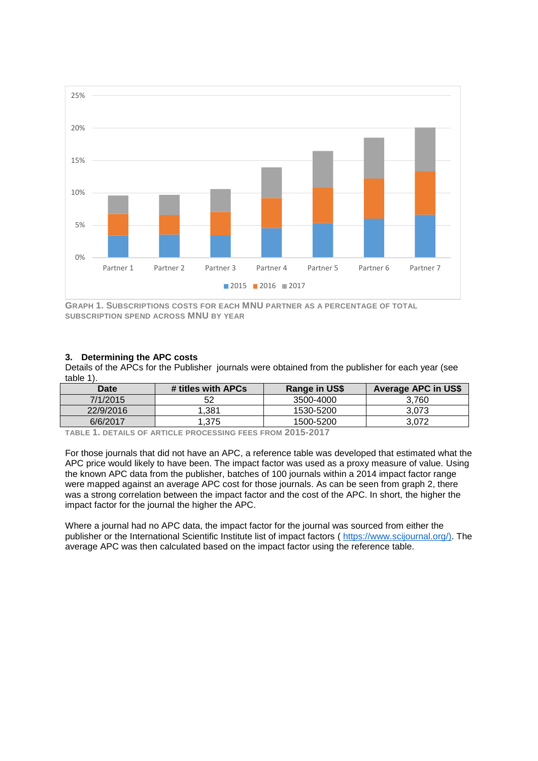GRAPH 1. SUBSCRIPTIONS COSTS FOR EACH MNU PARTNER AS A PERCENTAGE OF TOTAL SUBSCRIPTION SPEND ACROSS MNU BY YEAR

### 3. Determining the APC costs

Details of the APCs for the Publisher journals were obtained from the publisher for each year (see table 1).

| Date | # titles with APCs | Range in US$ | Average APC in US$ |
|---|---|---|---|
| 7/1/2015 | 52 | 3500-4000 | 3,760 |
| 22/9/2016 | 1,381 | 1530-5200 | 3,073 |
| 6/6/2017 | 1,375 | 1500-5200 | 3,072 |

TABLE 1. DETAILS OF ARTICLE PROCESSING FEES FROM 2015-2017

For those journals that did not have an APC, a reference table was developed that estimated what the APC price would likely to have been. The impact factor was used as a proxy measure of value. Using the known APC data from the publisher, batches of 100 journals within a 2014 impact factor range were mapped against an average APC cost for those journals. As can be seen from graph 2, there was a strong correlation between the impact factor and the cost of the APC. In short, the higher the impact factor for the journal the higher the APC.

Where a journal had no APC data, the impact factor for the journal was sourced from either the publisher or the International Scientific Institute list of impact factors ( https://www.scijournal.org/). The average APC was then calculated based on the impact factor using the reference table.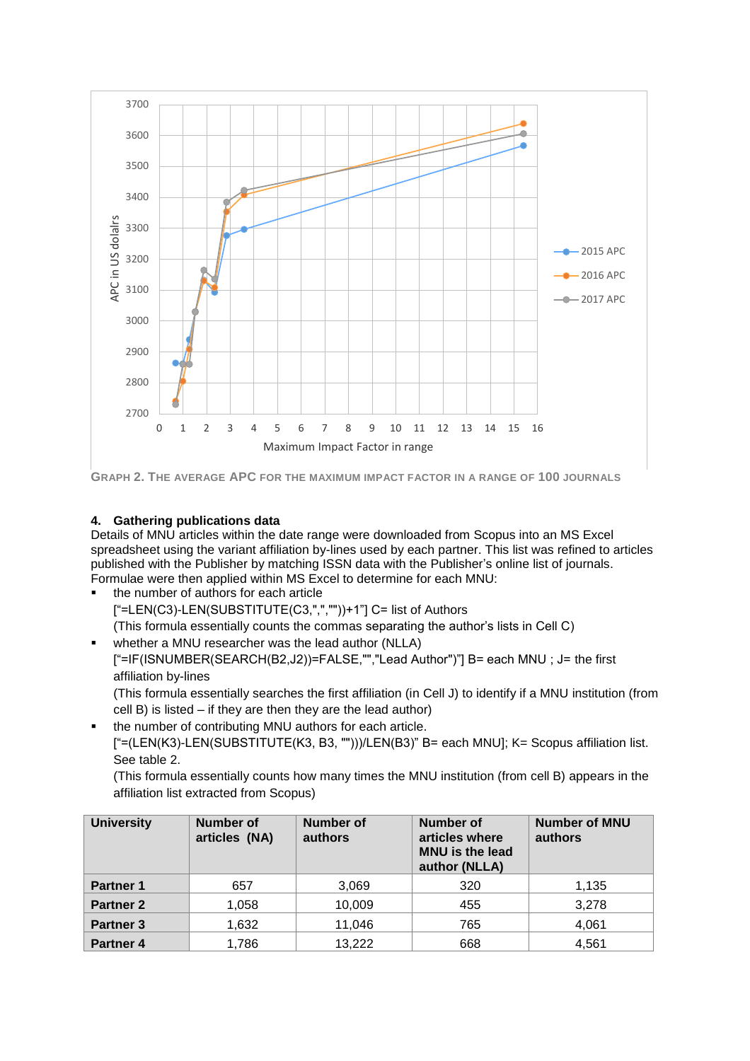GRAPH 2. THE AVERAGE APC FOR THE MAXIMUM IMPACT FACTOR IN A RANGE OF 100 JOURNALS

#### 4. Gathering publications data

Details of MNU articles within the date range were downloaded from Scopus into an MS Excel spreadsheet using the variant affiliation by-lines used by each partner. This list was refined to articles published with the Publisher by matching ISSN data with the Publisher's online list of journals. Formulae were then applied within MS Excel to determine for each MNU:

- the number of authors for each article
  ["=LEN(C3)-LEN(SUBSTITUTE(C3,",",""))+1"] C= list of Authors
  (This formula essentially counts the commas separating the author's lists in Cell C)
- whether a MNU researcher was the lead author (NLLA)
  ["=IF(ISNUMBER(SEARCH(B2,J2))=FALSE,"","Lead Author")"] B= each MNU ; J= the first affiliation by-lines
  (This formula essentially searches the first affiliation (in Cell J) to identify if a MNU institution (from cell B) is listed – if they are then they are the lead author)
- the number of contributing MNU authors for each article.
  ["=(LEN(K3)-LEN(SUBSTITUTE(K3, B3, "")))/LEN(B3)" B= each MNU]; K= Scopus affiliation list. See table 2.
  (This formula essentially counts how many times the MNU institution (from cell B) appears in the affiliation list extracted from Scopus)

| University | Number of articles (NA) | Number of authors | Number of articles where MNU is the lead author (NLLA) | Number of MNU authors |
|---|---|---|---|---|
| Partner 1 | 657 | 3,069 | 320 | 1,135 |
| Partner 2 | 1,058 | 10,009 | 455 | 3,278 |
| Partner 3 | 1,632 | 11,046 | 765 | 4,061 |
| Partner 4 | 1,786 | 13,222 | 668 | 4,561 |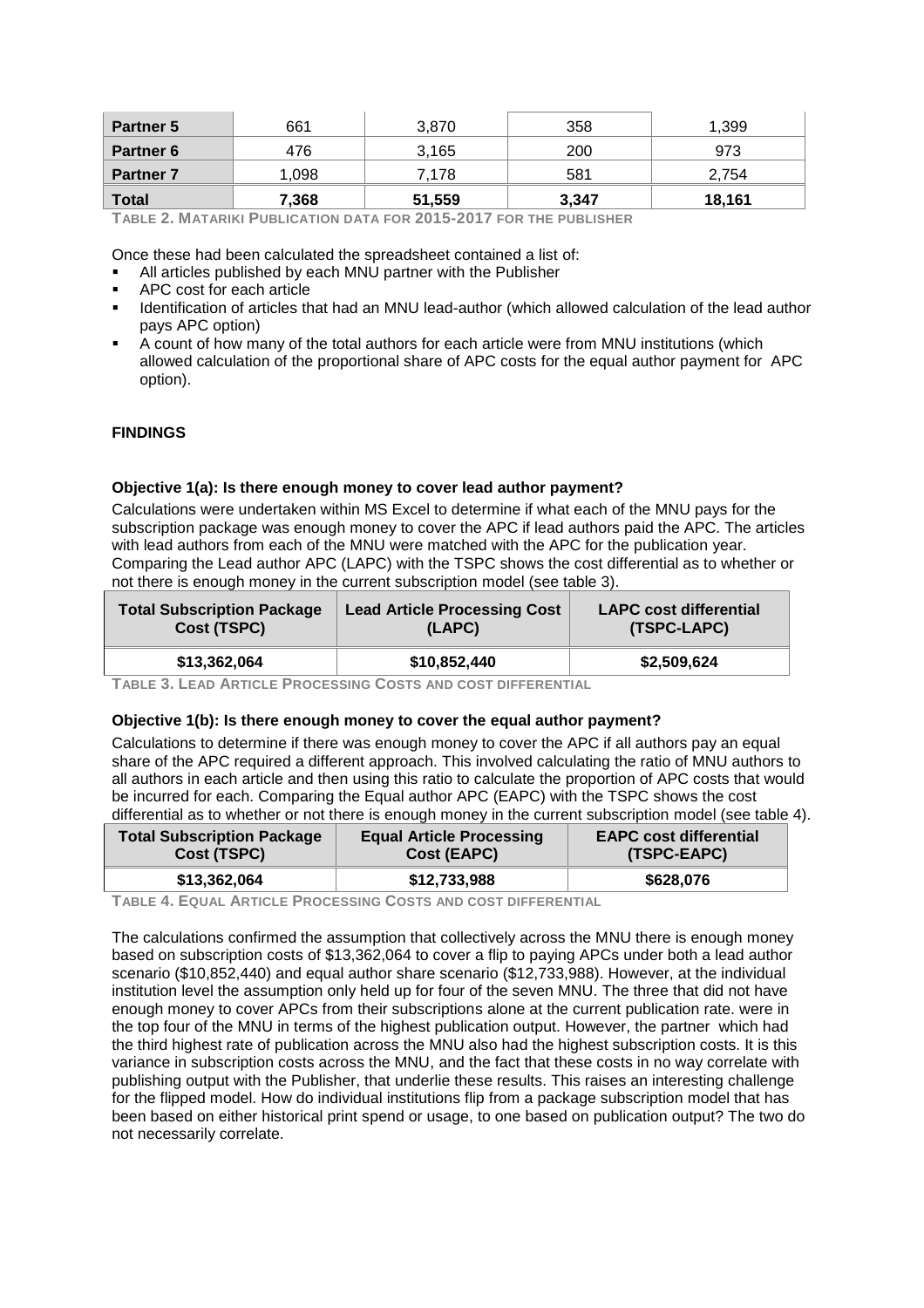| Partner 5 | 661 | 3,870 | 358 | 1,399 |
|---|---|---|---|---|
| Partner 6 | 476 | 3,165 | 200 | 973 |
| Partner 7 | 1,098 | 7,178 | 581 | 2,754 |
| **Total** | **7,368** | **51,559** | **3,347** | **18,161** |

TABLE 2. MATARIKI PUBLICATION DATA FOR 2015-2017 FOR THE PUBLISHER

Once these had been calculated the spreadsheet contained a list of:

- All articles published by each MNU partner with the Publisher
- APC cost for each article
- Identification of articles that had an MNU lead-author (which allowed calculation of the lead author pays APC option)
- A count of how many of the total authors for each article were from MNU institutions (which allowed calculation of the proportional share of APC costs for the equal author payment for APC option).

## FINDINGS

### Objective 1(a): Is there enough money to cover lead author payment?

Calculations were undertaken within MS Excel to determine if what each of the MNU pays for the subscription package was enough money to cover the APC if lead authors paid the APC. The articles with lead authors from each of the MNU were matched with the APC for the publication year. Comparing the Lead author APC (LAPC) with the TSPC shows the cost differential as to whether or not there is enough money in the current subscription model (see table 3).

| Total Subscription Package Cost (TSPC) | Lead Article Processing Cost (LAPC) | LAPC cost differential (TSPC-LAPC) |
|---|---|---|
| **\$13,362,064** | **\$10,852,440** | **\$2,509,624** |

TABLE 3. LEAD ARTICLE PROCESSING COSTS AND COST DIFFERENTIAL

### Objective 1(b): Is there enough money to cover the equal author payment?

Calculations to determine if there was enough money to cover the APC if all authors pay an equal share of the APC required a different approach. This involved calculating the ratio of MNU authors to all authors in each article and then using this ratio to calculate the proportion of APC costs that would be incurred for each. Comparing the Equal author APC (EAPC) with the TSPC shows the cost differential as to whether or not there is enough money in the current subscription model (see table 4).

| Total Subscription Package Cost (TSPC) | Equal Article Processing Cost (EAPC) | EAPC cost differential (TSPC-EAPC) |
|---|---|---|
| **\$13,362,064** | **\$12,733,988** | **\$628,076** |

TABLE 4. EQUAL ARTICLE PROCESSING COSTS AND COST DIFFERENTIAL

The calculations confirmed the assumption that collectively across the MNU there is enough money based on subscription costs of \$13,362,064 to cover a flip to paying APCs under both a lead author scenario (\$10,852,440) and equal author share scenario (\$12,733,988). However, at the individual institution level the assumption only held up for four of the seven MNU. The three that did not have enough money to cover APCs from their subscriptions alone at the current publication rate. were in the top four of the MNU in terms of the highest publication output. However, the partner which had the third highest rate of publication across the MNU also had the highest subscription costs. It is this variance in subscription costs across the MNU, and the fact that these costs in no way correlate with publishing output with the Publisher, that underlie these results. This raises an interesting challenge for the flipped model. How do individual institutions flip from a package subscription model that has been based on either historical print spend or usage, to one based on publication output? The two do not necessarily correlate.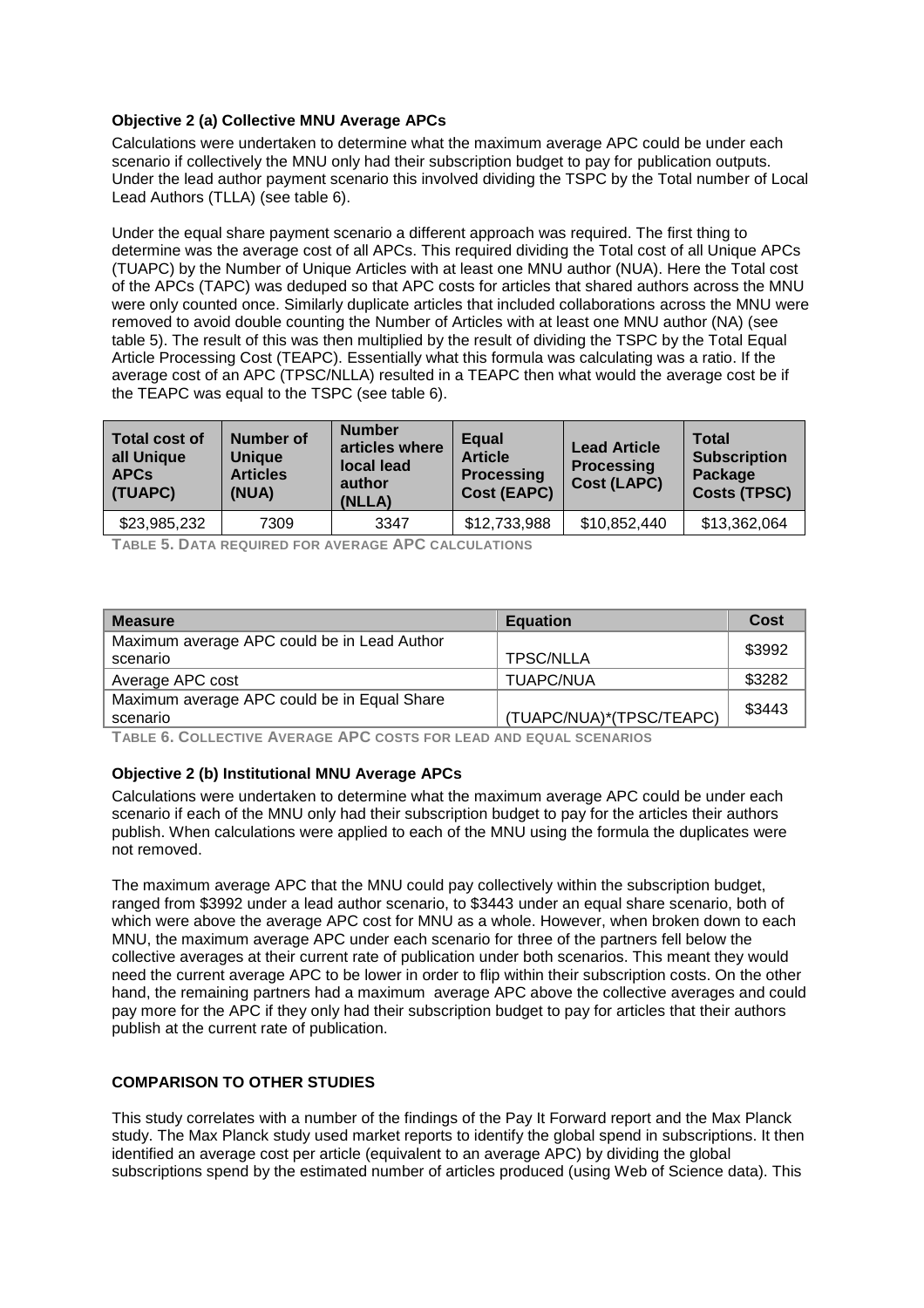**Objective 2 (a) Collective MNU Average APCs**

Calculations were undertaken to determine what the maximum average APC could be under each scenario if collectively the MNU only had their subscription budget to pay for publication outputs. Under the lead author payment scenario this involved dividing the TSPC by the Total number of Local Lead Authors (TLLA) (see table 6).

Under the equal share payment scenario a different approach was required. The first thing to determine was the average cost of all APCs. This required dividing the Total cost of all Unique APCs (TUAPC) by the Number of Unique Articles with at least one MNU author (NUA). Here the Total cost of the APCs (TAPC) was deduped so that APC costs for articles that shared authors across the MNU were only counted once. Similarly duplicate articles that included collaborations across the MNU were removed to avoid double counting the Number of Articles with at least one MNU author (NA) (see table 5). The result of this was then multiplied by the result of dividing the TSPC by the Total Equal Article Processing Cost (TEAPC). Essentially what this formula was calculating was a ratio. If the average cost of an APC (TPSC/NLLA) resulted in a TEAPC then what would the average cost be if the TEAPC was equal to the TSPC (see table 6).

| Total cost of all Unique APCs (TUAPC) | Number of Unique Articles (NUA) | Number articles where local lead author (NLLA) | Equal Article Processing Cost (EAPC) | Lead Article Processing Cost (LAPC) | Total Subscription Package Costs (TPSC) |
|---|---|---|---|---|---|
| $23,985,232 | 7309 | 3347 | $12,733,988 | $10,852,440 | $13,362,064 |

**Table 5. Data required for average APC calculations**

| Measure | Equation | Cost |
|---|---|---|
| Maximum average APC could be in Lead Author scenario | TPSC/NLLA | $3992 |
| Average APC cost | TUAPC/NUA | $3282 |
| Maximum average APC could be in Equal Share scenario | (TUAPC/NUA)*(TPSC/TEAPC) | $3443 |

**Table 6. Collective Average APC costs for lead and equal scenarios**

**Objective 2 (b) Institutional MNU Average APCs**

Calculations were undertaken to determine what the maximum average APC could be under each scenario if each of the MNU only had their subscription budget to pay for the articles their authors publish. When calculations were applied to each of the MNU using the formula the duplicates were not removed.

The maximum average APC that the MNU could pay collectively within the subscription budget, ranged from $3992 under a lead author scenario, to $3443 under an equal share scenario, both of which were above the average APC cost for MNU as a whole. However, when broken down to each MNU, the maximum average APC under each scenario for three of the partners fell below the collective averages at their current rate of publication under both scenarios. This meant they would need the current average APC to be lower in order to flip within their subscription costs. On the other hand, the remaining partners had a maximum average APC above the collective averages and could pay more for the APC if they only had their subscription budget to pay for articles that their authors publish at the current rate of publication.

## COMPARISON TO OTHER STUDIES

This study correlates with a number of the findings of the Pay It Forward report and the Max Planck study. The Max Planck study used market reports to identify the global spend in subscriptions. It then identified an average cost per article (equivalent to an average APC) by dividing the global subscriptions spend by the estimated number of articles produced (using Web of Science data). This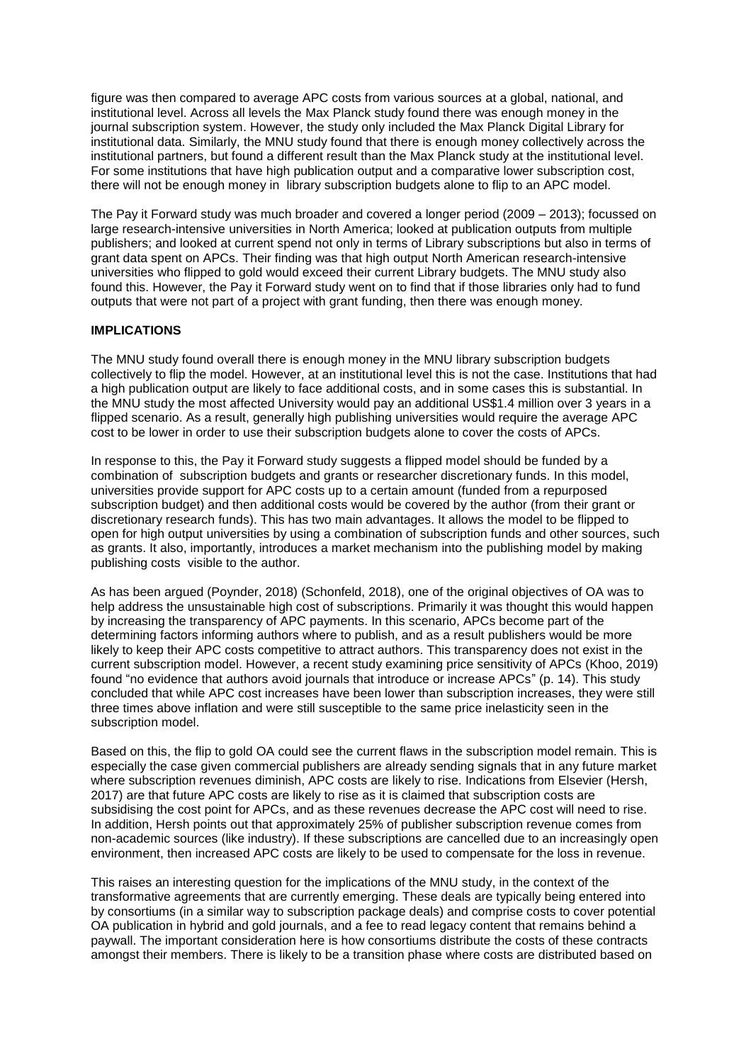figure was then compared to average APC costs from various sources at a global, national, and institutional level. Across all levels the Max Planck study found there was enough money in the journal subscription system. However, the study only included the Max Planck Digital Library for institutional data. Similarly, the MNU study found that there is enough money collectively across the institutional partners, but found a different result than the Max Planck study at the institutional level. For some institutions that have high publication output and a comparative lower subscription cost, there will not be enough money in library subscription budgets alone to flip to an APC model.

The Pay it Forward study was much broader and covered a longer period (2009 – 2013); focussed on large research-intensive universities in North America; looked at publication outputs from multiple publishers; and looked at current spend not only in terms of Library subscriptions but also in terms of grant data spent on APCs. Their finding was that high output North American research-intensive universities who flipped to gold would exceed their current Library budgets. The MNU study also found this. However, the Pay it Forward study went on to find that if those libraries only had to fund outputs that were not part of a project with grant funding, then there was enough money.

**IMPLICATIONS**

The MNU study found overall there is enough money in the MNU library subscription budgets collectively to flip the model. However, at an institutional level this is not the case. Institutions that had a high publication output are likely to face additional costs, and in some cases this is substantial. In the MNU study the most affected University would pay an additional US$1.4 million over 3 years in a flipped scenario. As a result, generally high publishing universities would require the average APC cost to be lower in order to use their subscription budgets alone to cover the costs of APCs.

In response to this, the Pay it Forward study suggests a flipped model should be funded by a combination of subscription budgets and grants or researcher discretionary funds. In this model, universities provide support for APC costs up to a certain amount (funded from a repurposed subscription budget) and then additional costs would be covered by the author (from their grant or discretionary research funds). This has two main advantages. It allows the model to be flipped to open for high output universities by using a combination of subscription funds and other sources, such as grants. It also, importantly, introduces a market mechanism into the publishing model by making publishing costs visible to the author.

As has been argued (Poynder, 2018) (Schonfeld, 2018), one of the original objectives of OA was to help address the unsustainable high cost of subscriptions. Primarily it was thought this would happen by increasing the transparency of APC payments. In this scenario, APCs become part of the determining factors informing authors where to publish, and as a result publishers would be more likely to keep their APC costs competitive to attract authors. This transparency does not exist in the current subscription model. However, a recent study examining price sensitivity of APCs (Khoo, 2019) found "no evidence that authors avoid journals that introduce or increase APCs" (p. 14). This study concluded that while APC cost increases have been lower than subscription increases, they were still three times above inflation and were still susceptible to the same price inelasticity seen in the subscription model.

Based on this, the flip to gold OA could see the current flaws in the subscription model remain. This is especially the case given commercial publishers are already sending signals that in any future market where subscription revenues diminish, APC costs are likely to rise. Indications from Elsevier (Hersh, 2017) are that future APC costs are likely to rise as it is claimed that subscription costs are subsidising the cost point for APCs, and as these revenues decrease the APC cost will need to rise. In addition, Hersh points out that approximately 25% of publisher subscription revenue comes from non-academic sources (like industry). If these subscriptions are cancelled due to an increasingly open environment, then increased APC costs are likely to be used to compensate for the loss in revenue.

This raises an interesting question for the implications of the MNU study, in the context of the transformative agreements that are currently emerging. These deals are typically being entered into by consortiums (in a similar way to subscription package deals) and comprise costs to cover potential OA publication in hybrid and gold journals, and a fee to read legacy content that remains behind a paywall. The important consideration here is how consortiums distribute the costs of these contracts amongst their members. There is likely to be a transition phase where costs are distributed based on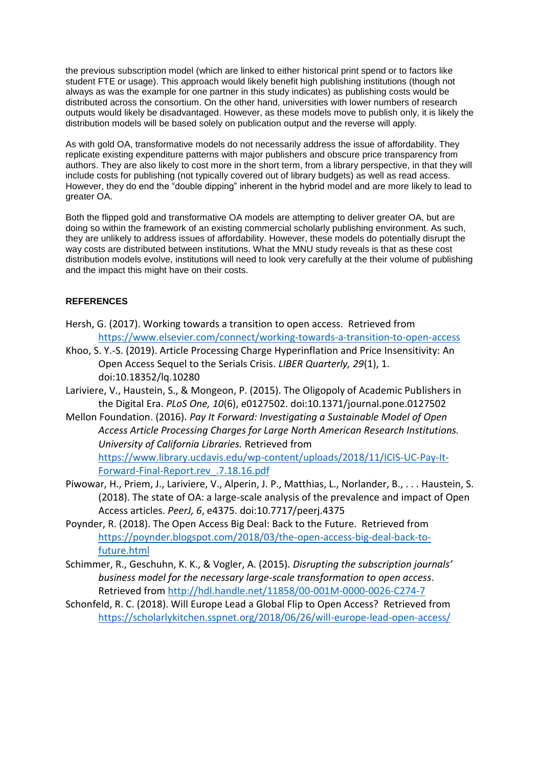the previous subscription model (which are linked to either historical print spend or to factors like student FTE or usage). This approach would likely benefit high publishing institutions (though not always as was the example for one partner in this study indicates) as publishing costs would be distributed across the consortium. On the other hand, universities with lower numbers of research outputs would likely be disadvantaged. However, as these models move to publish only, it is likely the distribution models will be based solely on publication output and the reverse will apply.

As with gold OA, transformative models do not necessarily address the issue of affordability. They replicate existing expenditure patterns with major publishers and obscure price transparency from authors. They are also likely to cost more in the short term, from a library perspective, in that they will include costs for publishing (not typically covered out of library budgets) as well as read access. However, they do end the "double dipping" inherent in the hybrid model and are more likely to lead to greater OA.

Both the flipped gold and transformative OA models are attempting to deliver greater OA, but are doing so within the framework of an existing commercial scholarly publishing environment. As such, they are unlikely to address issues of affordability. However, these models do potentially disrupt the way costs are distributed between institutions. What the MNU study reveals is that as these cost distribution models evolve, institutions will need to look very carefully at the their volume of publishing and the impact this might have on their costs.

**REFERENCES**

Hersh, G. (2017). Working towards a transition to open access. Retrieved from https://www.elsevier.com/connect/working-towards-a-transition-to-open-access

Khoo, S. Y.-S. (2019). Article Processing Charge Hyperinflation and Price Insensitivity: An Open Access Sequel to the Serials Crisis. *LIBER Quarterly, 29*(1), 1. doi:10.18352/lq.10280

Lariviere, V., Haustein, S., & Mongeon, P. (2015). The Oligopoly of Academic Publishers in the Digital Era. *PLoS One, 10*(6), e0127502. doi:10.1371/journal.pone.0127502

Mellon Foundation. (2016). *Pay It Forward: Investigating a Sustainable Model of Open Access Article Processing Charges for Large North American Research Institutions. University of California Libraries.* Retrieved from https://www.library.ucdavis.edu/wp-content/uploads/2018/11/ICIS-UC-Pay-It-Forward-Final-Report.rev_.7.18.16.pdf

Piwowar, H., Priem, J., Lariviere, V., Alperin, J. P., Matthias, L., Norlander, B., . . . Haustein, S. (2018). The state of OA: a large-scale analysis of the prevalence and impact of Open Access articles. *PeerJ, 6*, e4375. doi:10.7717/peerj.4375

Poynder, R. (2018). The Open Access Big Deal: Back to the Future. Retrieved from https://poynder.blogspot.com/2018/03/the-open-access-big-deal-back-to-future.html

Schimmer, R., Geschuhn, K. K., & Vogler, A. (2015). *Disrupting the subscription journals' business model for the necessary large-scale transformation to open access*. Retrieved from http://hdl.handle.net/11858/00-001M-0000-0026-C274-7

Schonfeld, R. C. (2018). Will Europe Lead a Global Flip to Open Access? Retrieved from https://scholarlykitchen.sspnet.org/2018/06/26/will-europe-lead-open-access/